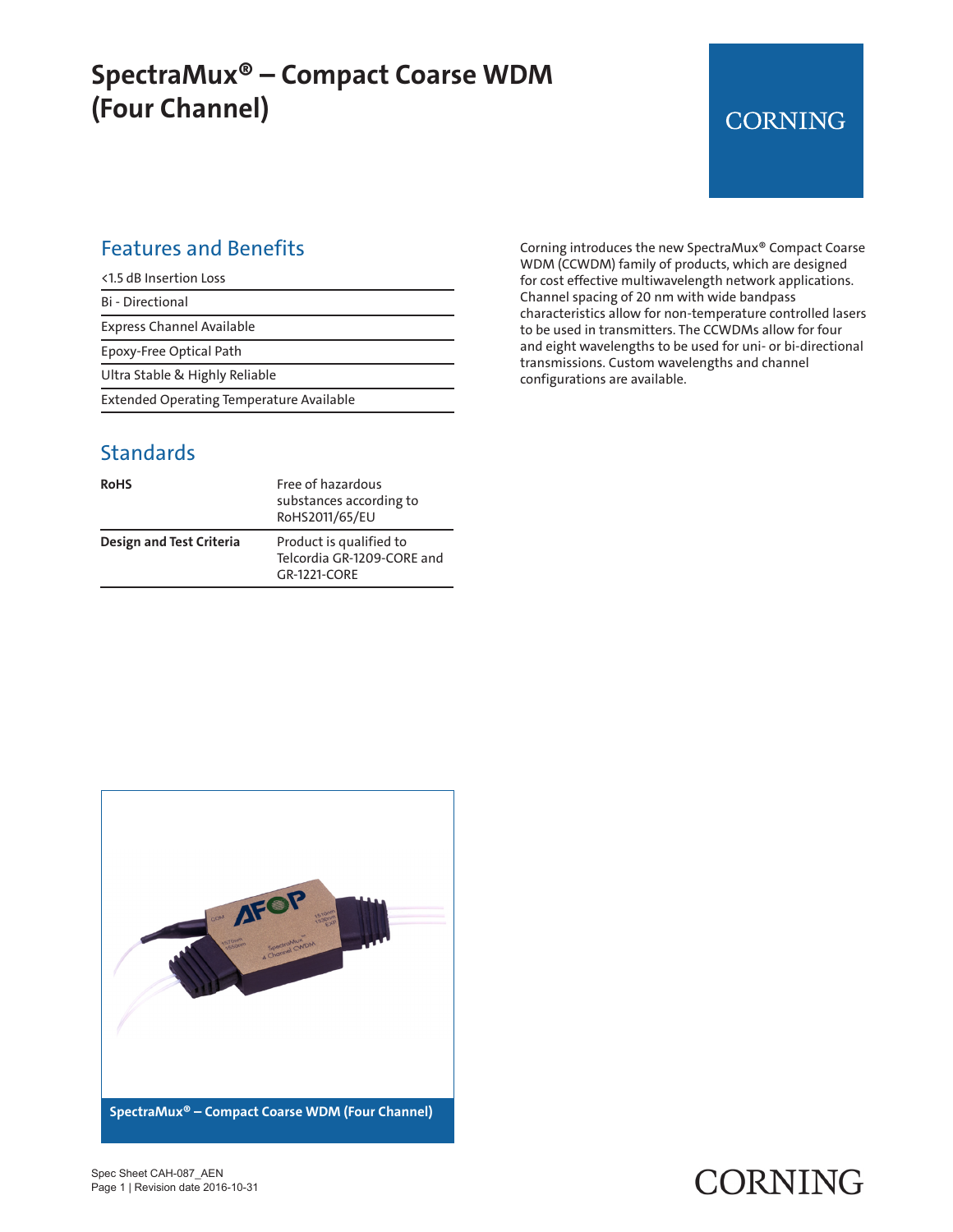# SpectraMux® – Compact Coarse WDM (Four Channel)

CORNING

## Features and Benefits

- <1.5 dB Insertion Loss
- Bi - Directional
- Express Channel Available
- Epoxy-Free Optical Path
- Ultra Stable & Highly Reliable
- Extended Operating Temperature Available

Corning introduces the new SpectraMux® Compact Coarse WDM (CCWDM) family of products, which are designed for cost effective multiwavelength network applications. Channel spacing of 20 nm with wide bandpass characteristics allow for non-temperature controlled lasers to be used in transmitters. The CCWDMs allow for four and eight wavelengths to be used for uni- or bi-directional transmissions. Custom wavelengths and channel configurations are available.

## Standards

| | |
|---|---|
| **RoHS** | Free of hazardous substances according to RoHS2011/65/EU |
| **Design and Test Criteria** | Product is qualified to Telcordia GR-1209-CORE and GR-1221-CORE |

**SpectraMux® – Compact Coarse WDM (Four Channel)**

Spec Sheet CAH-087_AEN
Revision date 2016-10-31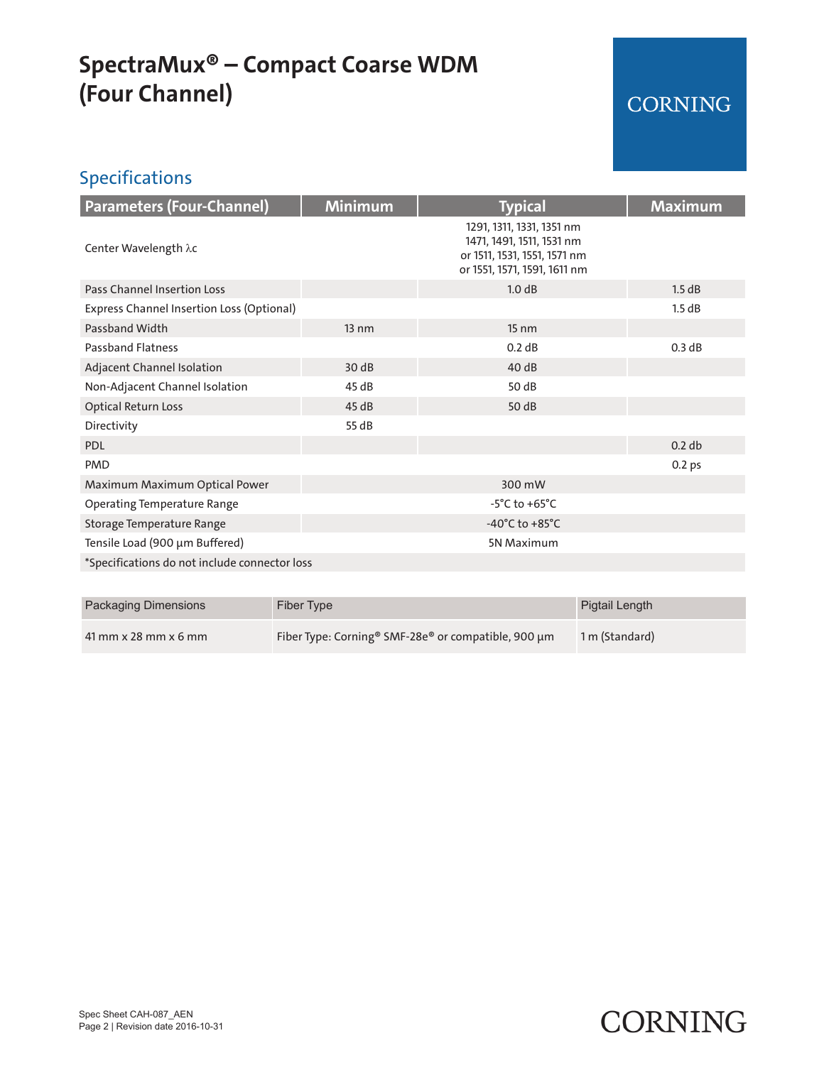# SpectraMux® – Compact Coarse WDM (Four Channel)

CORNING

## Specifications

| Parameters (Four-Channel) | Minimum | Typical | Maximum |
|---|---|---|---|
| Center Wavelength λc | | 1291, 1311, 1331, 1351 nm<br>1471, 1491, 1511, 1531 nm<br>or 1511, 1531, 1551, 1571 nm<br>or 1551, 1571, 1591, 1611 nm | |
| Pass Channel Insertion Loss | | 1.0 dB | 1.5 dB |
| Express Channel Insertion Loss (Optional) | | | 1.5 dB |
| Passband Width | 13 nm | 15 nm | |
| Passband Flatness | | 0.2 dB | 0.3 dB |
| Adjacent Channel Isolation | 30 dB | 40 dB | |
| Non-Adjacent Channel Isolation | 45 dB | 50 dB | |
| Optical Return Loss | 45 dB | 50 dB | |
| Directivity | 55 dB | | |
| PDL | | | 0.2 db |
| PMD | | | 0.2 ps |
| Maximum Maximum Optical Power | | 300 mW | |
| Operating Temperature Range | | -5°C to +65°C | |
| Storage Temperature Range | | -40°C to +85°C | |
| Tensile Load (900 µm Buffered) | | 5N Maximum | |
| *Specifications do not include connector loss | | | |

| Packaging Dimensions | Fiber Type | Pigtail Length |
|---|---|---|
| 41 mm x 28 mm x 6 mm | Fiber Type: Corning® SMF-28e® or compatible, 900 µm | 1 m (Standard) |

Spec Sheet CAH-087_AEN
Revision date 2016-10-31

CORNING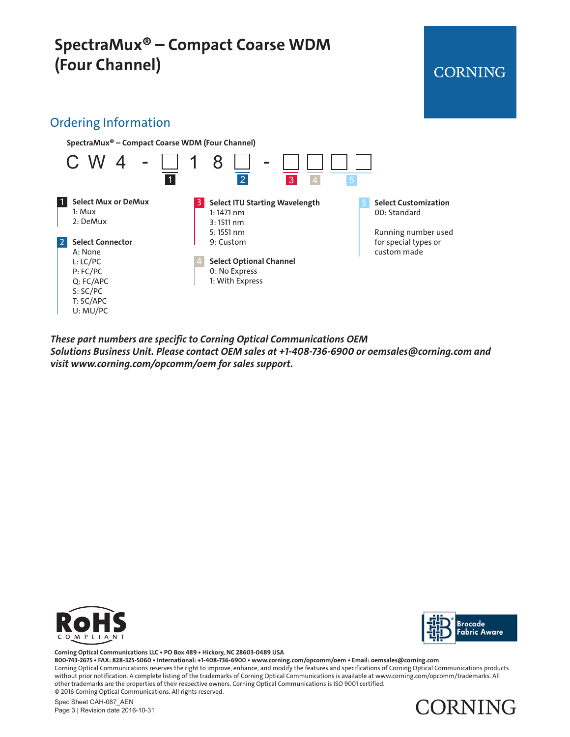# SpectraMux® – Compact Coarse WDM (Four Channel)

## Ordering Information

**SpectraMux® – Compact Coarse WDM (Four Channel)**

C W 4 - [1] 1 8 [2] - [3] [4] [5]

**1 Select Mux or DeMux**
1: Mux
2: DeMux

**2 Select Connector**
A: None
L: LC/PC
P: FC/PC
Q: FC/APC
S: SC/PC
T: SC/APC
U: MU/PC

**3 Select ITU Starting Wavelength**
1: 1471 nm
3: 1511 nm
5: 1551 nm
9: Custom

**4 Select Optional Channel**
0: No Express
1: With Express

**5 Select Customization**
00: Standard

Running number used for special types or custom made

***These part numbers are specific to Corning Optical Communications OEM Solutions Business Unit. Please contact OEM sales at +1-408-736-6900 or oemsales@corning.com and visit www.corning.com/opcomm/oem for sales support.***

RoHS COMPLIANT

Brocade Fabric Aware

**Corning Optical Communications LLC • PO Box 489 • Hickory, NC 28603-0489 USA**
**800-743-2675 • FAX: 828-325-5060 • International: +1-408-736-6900 • www.corning.com/opcomm/oem • Email: oemsales@corning.com**
Corning Optical Communications reserves the right to improve, enhance, and modify the features and specifications of Corning Optical Communications products without prior notification. A complete listing of the trademarks of Corning Optical Communications is available at www.corning.com/opcomm/trademarks. All other trademarks are the properties of their respective owners. Corning Optical Communications is ISO 9001 certified.
© 2016 Corning Optical Communications. All rights reserved.

Spec Sheet CAH-087_AEN
Revision date 2016-10-31